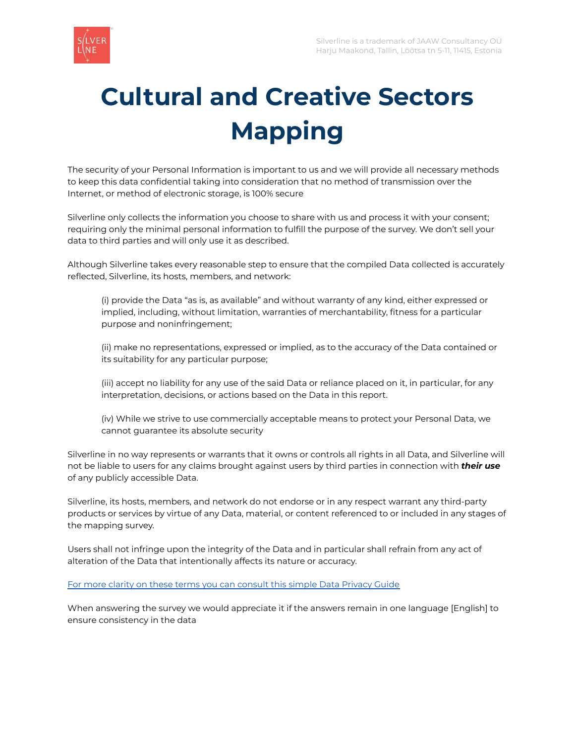# Cultural and Creative Sectors Mapping

The security of your Personal Information is important to us and we will provide all necessary methods to keep this data confidential taking into consideration that no method of transmission over the Internet, or method of electronic storage, is 100% secure

Silverline only collects the information you choose to share with us and process it with your consent; requiring only the minimal personal information to fulfill the purpose of the survey. We don't sell your data to third parties and will only use it as described.

Although Silverline takes every reasonable step to ensure that the compiled Data collected is accurately reflected, Silverline, its hosts, members, and network:

> (i) provide the Data "as is, as available" and without warranty of any kind, either expressed or implied, including, without limitation, warranties of merchantability, fitness for a particular purpose and noninfringement;
>
> (ii) make no representations, expressed or implied, as to the accuracy of the Data contained or its suitability for any particular purpose;
>
> (iii) accept no liability for any use of the said Data or reliance placed on it, in particular, for any interpretation, decisions, or actions based on the Data in this report.
>
> (iv) While we strive to use commercially acceptable means to protect your Personal Data, we cannot guarantee its absolute security

Silverline in no way represents or warrants that it owns or controls all rights in all Data, and Silverline will not be liable to users for any claims brought against users by third parties in connection with ***their use*** of any publicly accessible Data.

Silverline, its hosts, members, and network do not endorse or in any respect warrant any third-party products or services by virtue of any Data, material, or content referenced to or included in any stages of the mapping survey.

Users shall not infringe upon the integrity of the Data and in particular shall refrain from any act of alteration of the Data that intentionally affects its nature or accuracy.

For more clarity on these terms you can consult this simple Data Privacy Guide

When answering the survey we would appreciate it if the answers remain in one language [English] to ensure consistency in the data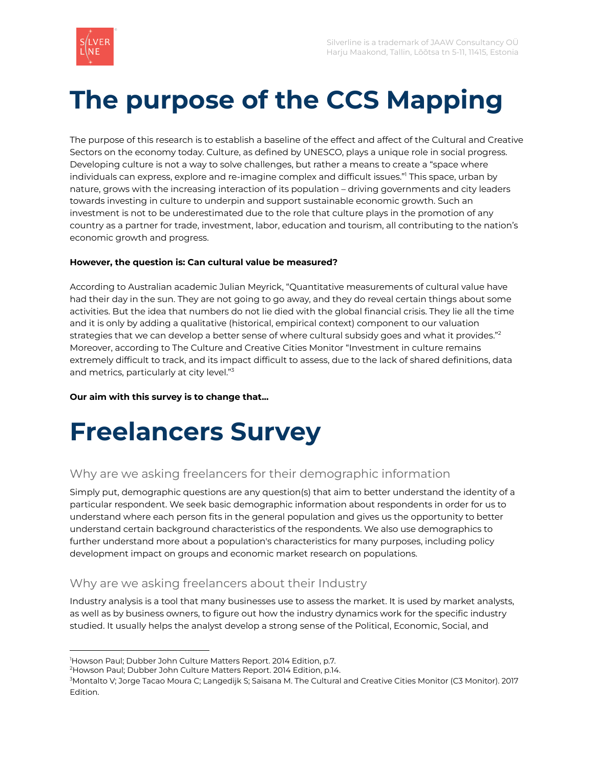# The purpose of the CCS Mapping

The purpose of this research is to establish a baseline of the effect and affect of the Cultural and Creative Sectors on the economy today. Culture, as defined by UNESCO, plays a unique role in social progress. Developing culture is not a way to solve challenges, but rather a means to create a "space where individuals can express, explore and re-imagine complex and difficult issues."[1] This space, urban by nature, grows with the increasing interaction of its population – driving governments and city leaders towards investing in culture to underpin and support sustainable economic growth. Such an investment is not to be underestimated due to the role that culture plays in the promotion of any country as a partner for trade, investment, labor, education and tourism, all contributing to the nation's economic growth and progress.

**However, the question is: Can cultural value be measured?**

According to Australian academic Julian Meyrick, "Quantitative measurements of cultural value have had their day in the sun. They are not going to go away, and they do reveal certain things about some activities. But the idea that numbers do not lie died with the global financial crisis. They lie all the time and it is only by adding a qualitative (historical, empirical context) component to our valuation strategies that we can develop a better sense of where cultural subsidy goes and what it provides."[2] Moreover, according to The Culture and Creative Cities Monitor "Investment in culture remains extremely difficult to track, and its impact difficult to assess, due to the lack of shared definitions, data and metrics, particularly at city level."[3]

**Our aim with this survey is to change that...**

# Freelancers Survey

## Why are we asking freelancers for their demographic information

Simply put, demographic questions are any question(s) that aim to better understand the identity of a particular respondent. We seek basic demographic information about respondents in order for us to understand where each person fits in the general population and gives us the opportunity to better understand certain background characteristics of the respondents. We also use demographics to further understand more about a population's characteristics for many purposes, including policy development impact on groups and economic market research on populations.

## Why are we asking freelancers about their Industry

Industry analysis is a tool that many businesses use to assess the market. It is used by market analysts, as well as by business owners, to figure out how the industry dynamics work for the specific industry studied. It usually helps the analyst develop a strong sense of the Political, Economic, Social, and

---

[1] Howson Paul; Dubber John Culture Matters Report. 2014 Edition, p.7.
[2] Howson Paul; Dubber John Culture Matters Report. 2014 Edition, p.14.
[3] Montalto V; Jorge Tacao Moura C; Langedijk S; Saisana M. The Cultural and Creative Cities Monitor (C3 Monitor). 2017 Edition.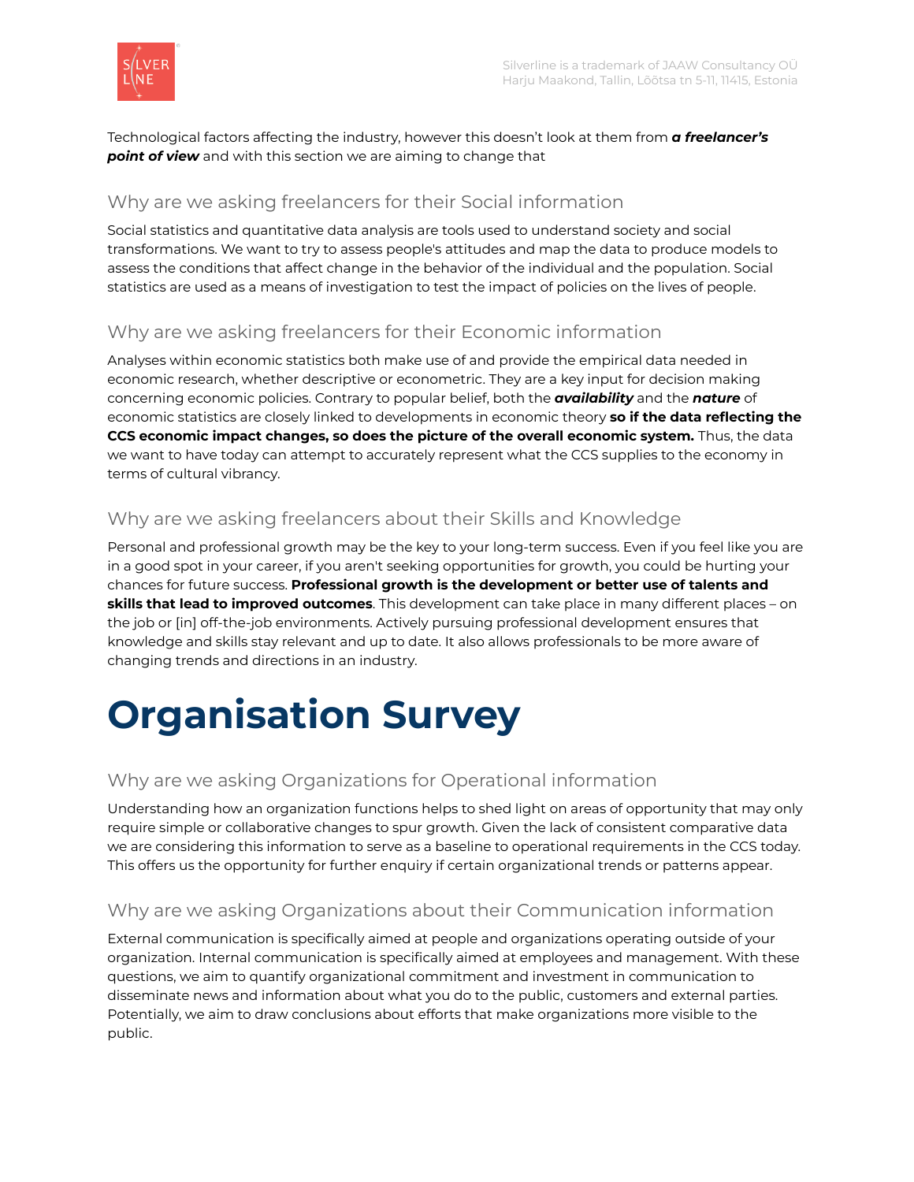Technological factors affecting the industry, however this doesn't look at them from ***a freelancer's point of view*** and with this section we are aiming to change that

## Why are we asking freelancers for their Social information

Social statistics and quantitative data analysis are tools used to understand society and social transformations. We want to try to assess people's attitudes and map the data to produce models to assess the conditions that affect change in the behavior of the individual and the population. Social statistics are used as a means of investigation to test the impact of policies on the lives of people.

## Why are we asking freelancers for their Economic information

Analyses within economic statistics both make use of and provide the empirical data needed in economic research, whether descriptive or econometric. They are a key input for decision making concerning economic policies. Contrary to popular belief, both the ***availability*** and the ***nature*** of economic statistics are closely linked to developments in economic theory **so if the data reflecting the CCS economic impact changes, so does the picture of the overall economic system.** Thus, the data we want to have today can attempt to accurately represent what the CCS supplies to the economy in terms of cultural vibrancy.

## Why are we asking freelancers about their Skills and Knowledge

Personal and professional growth may be the key to your long-term success. Even if you feel like you are in a good spot in your career, if you aren't seeking opportunities for growth, you could be hurting your chances for future success. **Professional growth is the development or better use of talents and skills that lead to improved outcomes**. This development can take place in many different places – on the job or [in] off-the-job environments. Actively pursuing professional development ensures that knowledge and skills stay relevant and up to date. It also allows professionals to be more aware of changing trends and directions in an industry.

# Organisation Survey

## Why are we asking Organizations for Operational information

Understanding how an organization functions helps to shed light on areas of opportunity that may only require simple or collaborative changes to spur growth. Given the lack of consistent comparative data we are considering this information to serve as a baseline to operational requirements in the CCS today. This offers us the opportunity for further enquiry if certain organizational trends or patterns appear.

## Why are we asking Organizations about their Communication information

External communication is specifically aimed at people and organizations operating outside of your organization. Internal communication is specifically aimed at employees and management. With these questions, we aim to quantify organizational commitment and investment in communication to disseminate news and information about what you do to the public, customers and external parties. Potentially, we aim to draw conclusions about efforts that make organizations more visible to the public.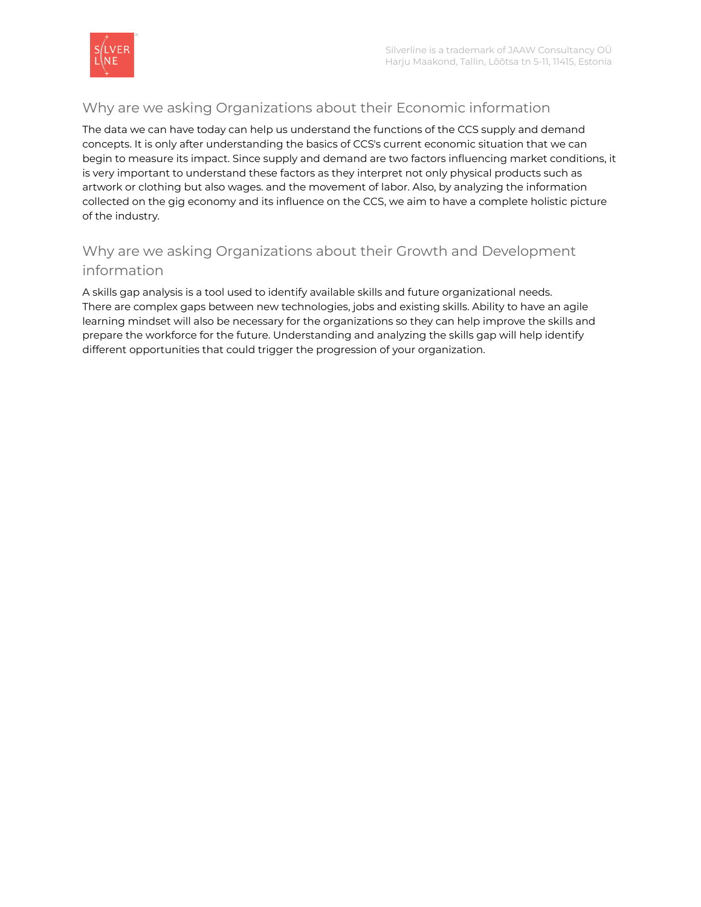## Why are we asking Organizations about their Economic information

The data we can have today can help us understand the functions of the CCS supply and demand concepts. It is only after understanding the basics of CCS's current economic situation that we can begin to measure its impact. Since supply and demand are two factors influencing market conditions, it is very important to understand these factors as they interpret not only physical products such as artwork or clothing but also wages. and the movement of labor. Also, by analyzing the information collected on the gig economy and its influence on the CCS, we aim to have a complete holistic picture of the industry.

## Why are we asking Organizations about their Growth and Development information

A skills gap analysis is a tool used to identify available skills and future organizational needs.
There are complex gaps between new technologies, jobs and existing skills. Ability to have an agile learning mindset will also be necessary for the organizations so they can help improve the skills and prepare the workforce for the future. Understanding and analyzing the skills gap will help identify different opportunities that could trigger the progression of your organization.